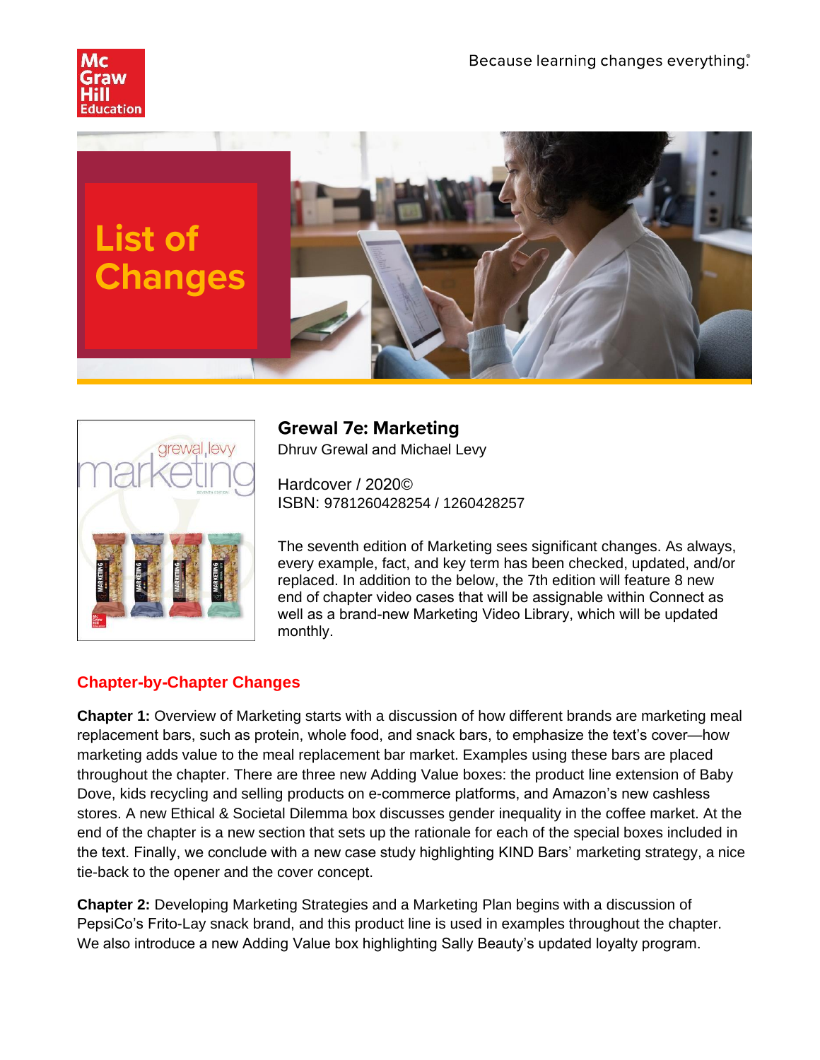Because learning changes everything.®

# List of Changes

## Grewal 7e: Marketing

Dhruv Grewal and Michael Levy

Hardcover / 2020©
ISBN: 9781260428254 / 1260428257

The seventh edition of Marketing sees significant changes. As always, every example, fact, and key term has been checked, updated, and/or replaced. In addition to the below, the 7th edition will feature 8 new end of chapter video cases that will be assignable within Connect as well as a brand-new Marketing Video Library, which will be updated monthly.

### Chapter-by-Chapter Changes

**Chapter 1:** Overview of Marketing starts with a discussion of how different brands are marketing meal replacement bars, such as protein, whole food, and snack bars, to emphasize the text's cover—how marketing adds value to the meal replacement bar market. Examples using these bars are placed throughout the chapter. There are three new Adding Value boxes: the product line extension of Baby Dove, kids recycling and selling products on e-commerce platforms, and Amazon's new cashless stores. A new Ethical & Societal Dilemma box discusses gender inequality in the coffee market. At the end of the chapter is a new section that sets up the rationale for each of the special boxes included in the text. Finally, we conclude with a new case study highlighting KIND Bars' marketing strategy, a nice tie-back to the opener and the cover concept.

**Chapter 2:** Developing Marketing Strategies and a Marketing Plan begins with a discussion of PepsiCo's Frito-Lay snack brand, and this product line is used in examples throughout the chapter. We also introduce a new Adding Value box highlighting Sally Beauty's updated loyalty program.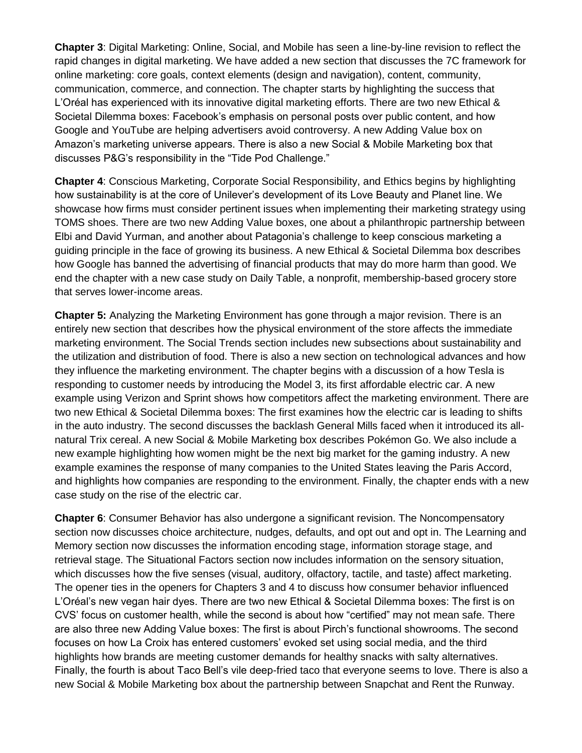**Chapter 3**: Digital Marketing: Online, Social, and Mobile has seen a line-by-line revision to reflect the rapid changes in digital marketing. We have added a new section that discusses the 7C framework for online marketing: core goals, context elements (design and navigation), content, community, communication, commerce, and connection. The chapter starts by highlighting the success that L'Oréal has experienced with its innovative digital marketing efforts. There are two new Ethical & Societal Dilemma boxes: Facebook's emphasis on personal posts over public content, and how Google and YouTube are helping advertisers avoid controversy. A new Adding Value box on Amazon's marketing universe appears. There is also a new Social & Mobile Marketing box that discusses P&G's responsibility in the "Tide Pod Challenge."

**Chapter 4**: Conscious Marketing, Corporate Social Responsibility, and Ethics begins by highlighting how sustainability is at the core of Unilever's development of its Love Beauty and Planet line. We showcase how firms must consider pertinent issues when implementing their marketing strategy using TOMS shoes. There are two new Adding Value boxes, one about a philanthropic partnership between Elbi and David Yurman, and another about Patagonia's challenge to keep conscious marketing a guiding principle in the face of growing its business. A new Ethical & Societal Dilemma box describes how Google has banned the advertising of financial products that may do more harm than good. We end the chapter with a new case study on Daily Table, a nonprofit, membership-based grocery store that serves lower-income areas.

**Chapter 5:** Analyzing the Marketing Environment has gone through a major revision. There is an entirely new section that describes how the physical environment of the store affects the immediate marketing environment. The Social Trends section includes new subsections about sustainability and the utilization and distribution of food. There is also a new section on technological advances and how they influence the marketing environment. The chapter begins with a discussion of a how Tesla is responding to customer needs by introducing the Model 3, its first affordable electric car. A new example using Verizon and Sprint shows how competitors affect the marketing environment. There are two new Ethical & Societal Dilemma boxes: The first examines how the electric car is leading to shifts in the auto industry. The second discusses the backlash General Mills faced when it introduced its all-natural Trix cereal. A new Social & Mobile Marketing box describes Pokémon Go. We also include a new example highlighting how women might be the next big market for the gaming industry. A new example examines the response of many companies to the United States leaving the Paris Accord, and highlights how companies are responding to the environment. Finally, the chapter ends with a new case study on the rise of the electric car.

**Chapter 6**: Consumer Behavior has also undergone a significant revision. The Noncompensatory section now discusses choice architecture, nudges, defaults, and opt out and opt in. The Learning and Memory section now discusses the information encoding stage, information storage stage, and retrieval stage. The Situational Factors section now includes information on the sensory situation, which discusses how the five senses (visual, auditory, olfactory, tactile, and taste) affect marketing. The opener ties in the openers for Chapters 3 and 4 to discuss how consumer behavior influenced L'Oréal's new vegan hair dyes. There are two new Ethical & Societal Dilemma boxes: The first is on CVS' focus on customer health, while the second is about how "certified" may not mean safe. There are also three new Adding Value boxes: The first is about Pirch's functional showrooms. The second focuses on how La Croix has entered customers' evoked set using social media, and the third highlights how brands are meeting customer demands for healthy snacks with salty alternatives. Finally, the fourth is about Taco Bell's vile deep-fried taco that everyone seems to love. There is also a new Social & Mobile Marketing box about the partnership between Snapchat and Rent the Runway.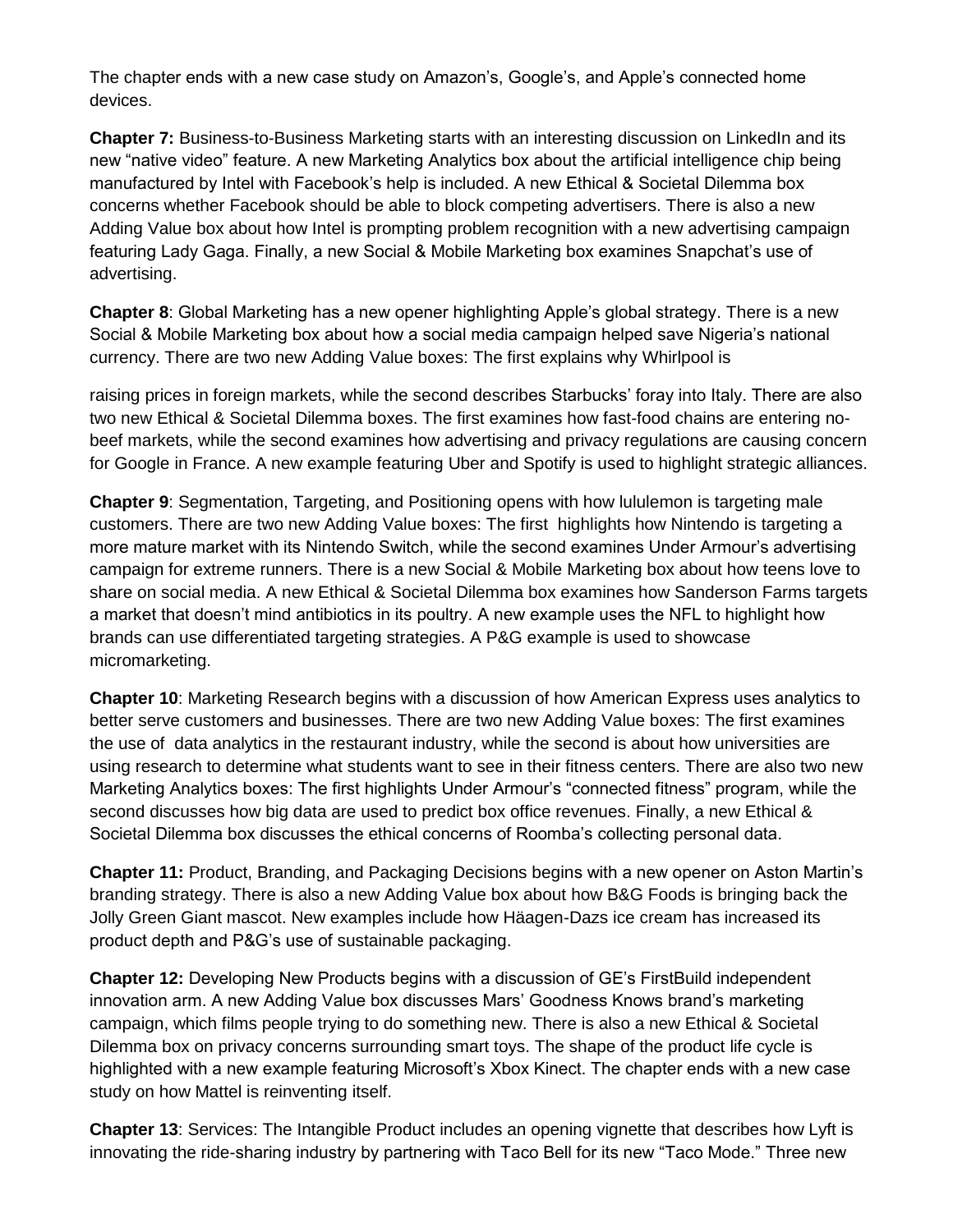The chapter ends with a new case study on Amazon's, Google's, and Apple's connected home devices.

**Chapter 7:** Business-to-Business Marketing starts with an interesting discussion on LinkedIn and its new "native video" feature. A new Marketing Analytics box about the artificial intelligence chip being manufactured by Intel with Facebook's help is included. A new Ethical & Societal Dilemma box concerns whether Facebook should be able to block competing advertisers. There is also a new Adding Value box about how Intel is prompting problem recognition with a new advertising campaign featuring Lady Gaga. Finally, a new Social & Mobile Marketing box examines Snapchat's use of advertising.

**Chapter 8**: Global Marketing has a new opener highlighting Apple's global strategy. There is a new Social & Mobile Marketing box about how a social media campaign helped save Nigeria's national currency. There are two new Adding Value boxes: The first explains why Whirlpool is raising prices in foreign markets, while the second describes Starbucks' foray into Italy. There are also two new Ethical & Societal Dilemma boxes. The first examines how fast-food chains are entering no-beef markets, while the second examines how advertising and privacy regulations are causing concern for Google in France. A new example featuring Uber and Spotify is used to highlight strategic alliances.

**Chapter 9**: Segmentation, Targeting, and Positioning opens with how lululemon is targeting male customers. There are two new Adding Value boxes: The first highlights how Nintendo is targeting a more mature market with its Nintendo Switch, while the second examines Under Armour's advertising campaign for extreme runners. There is a new Social & Mobile Marketing box about how teens love to share on social media. A new Ethical & Societal Dilemma box examines how Sanderson Farms targets a market that doesn't mind antibiotics in its poultry. A new example uses the NFL to highlight how brands can use differentiated targeting strategies. A P&G example is used to showcase micromarketing.

**Chapter 10**: Marketing Research begins with a discussion of how American Express uses analytics to better serve customers and businesses. There are two new Adding Value boxes: The first examines the use of data analytics in the restaurant industry, while the second is about how universities are using research to determine what students want to see in their fitness centers. There are also two new Marketing Analytics boxes: The first highlights Under Armour's "connected fitness" program, while the second discusses how big data are used to predict box office revenues. Finally, a new Ethical & Societal Dilemma box discusses the ethical concerns of Roomba's collecting personal data.

**Chapter 11:** Product, Branding, and Packaging Decisions begins with a new opener on Aston Martin's branding strategy. There is also a new Adding Value box about how B&G Foods is bringing back the Jolly Green Giant mascot. New examples include how Häagen-Dazs ice cream has increased its product depth and P&G's use of sustainable packaging.

**Chapter 12:** Developing New Products begins with a discussion of GE's FirstBuild independent innovation arm. A new Adding Value box discusses Mars' Goodness Knows brand's marketing campaign, which films people trying to do something new. There is also a new Ethical & Societal Dilemma box on privacy concerns surrounding smart toys. The shape of the product life cycle is highlighted with a new example featuring Microsoft's Xbox Kinect. The chapter ends with a new case study on how Mattel is reinventing itself.

**Chapter 13**: Services: The Intangible Product includes an opening vignette that describes how Lyft is innovating the ride-sharing industry by partnering with Taco Bell for its new "Taco Mode." Three new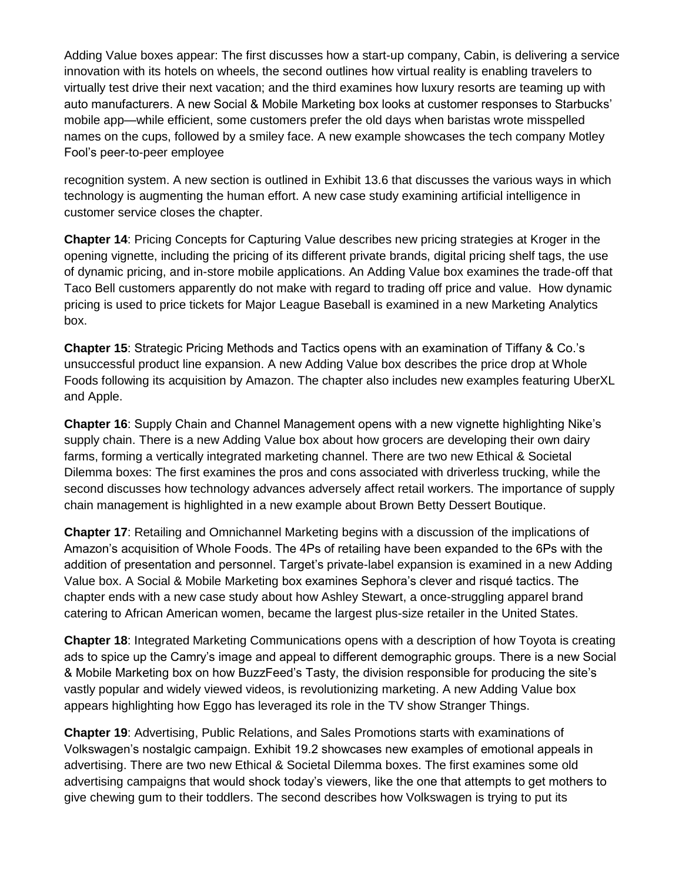Adding Value boxes appear: The first discusses how a start-up company, Cabin, is delivering a service innovation with its hotels on wheels, the second outlines how virtual reality is enabling travelers to virtually test drive their next vacation; and the third examines how luxury resorts are teaming up with auto manufacturers. A new Social & Mobile Marketing box looks at customer responses to Starbucks' mobile app—while efficient, some customers prefer the old days when baristas wrote misspelled names on the cups, followed by a smiley face. A new example showcases the tech company Motley Fool's peer-to-peer employee

recognition system. A new section is outlined in Exhibit 13.6 that discusses the various ways in which technology is augmenting the human effort. A new case study examining artificial intelligence in customer service closes the chapter.

**Chapter 14**: Pricing Concepts for Capturing Value describes new pricing strategies at Kroger in the opening vignette, including the pricing of its different private brands, digital pricing shelf tags, the use of dynamic pricing, and in-store mobile applications. An Adding Value box examines the trade-off that Taco Bell customers apparently do not make with regard to trading off price and value. How dynamic pricing is used to price tickets for Major League Baseball is examined in a new Marketing Analytics box.

**Chapter 15**: Strategic Pricing Methods and Tactics opens with an examination of Tiffany & Co.'s unsuccessful product line expansion. A new Adding Value box describes the price drop at Whole Foods following its acquisition by Amazon. The chapter also includes new examples featuring UberXL and Apple.

**Chapter 16**: Supply Chain and Channel Management opens with a new vignette highlighting Nike's supply chain. There is a new Adding Value box about how grocers are developing their own dairy farms, forming a vertically integrated marketing channel. There are two new Ethical & Societal Dilemma boxes: The first examines the pros and cons associated with driverless trucking, while the second discusses how technology advances adversely affect retail workers. The importance of supply chain management is highlighted in a new example about Brown Betty Dessert Boutique.

**Chapter 17**: Retailing and Omnichannel Marketing begins with a discussion of the implications of Amazon's acquisition of Whole Foods. The 4Ps of retailing have been expanded to the 6Ps with the addition of presentation and personnel. Target's private-label expansion is examined in a new Adding Value box. A Social & Mobile Marketing box examines Sephora's clever and risqué tactics. The chapter ends with a new case study about how Ashley Stewart, a once-struggling apparel brand catering to African American women, became the largest plus-size retailer in the United States.

**Chapter 18**: Integrated Marketing Communications opens with a description of how Toyota is creating ads to spice up the Camry's image and appeal to different demographic groups. There is a new Social & Mobile Marketing box on how BuzzFeed's Tasty, the division responsible for producing the site's vastly popular and widely viewed videos, is revolutionizing marketing. A new Adding Value box appears highlighting how Eggo has leveraged its role in the TV show Stranger Things.

**Chapter 19**: Advertising, Public Relations, and Sales Promotions starts with examinations of Volkswagen's nostalgic campaign. Exhibit 19.2 showcases new examples of emotional appeals in advertising. There are two new Ethical & Societal Dilemma boxes. The first examines some old advertising campaigns that would shock today's viewers, like the one that attempts to get mothers to give chewing gum to their toddlers. The second describes how Volkswagen is trying to put its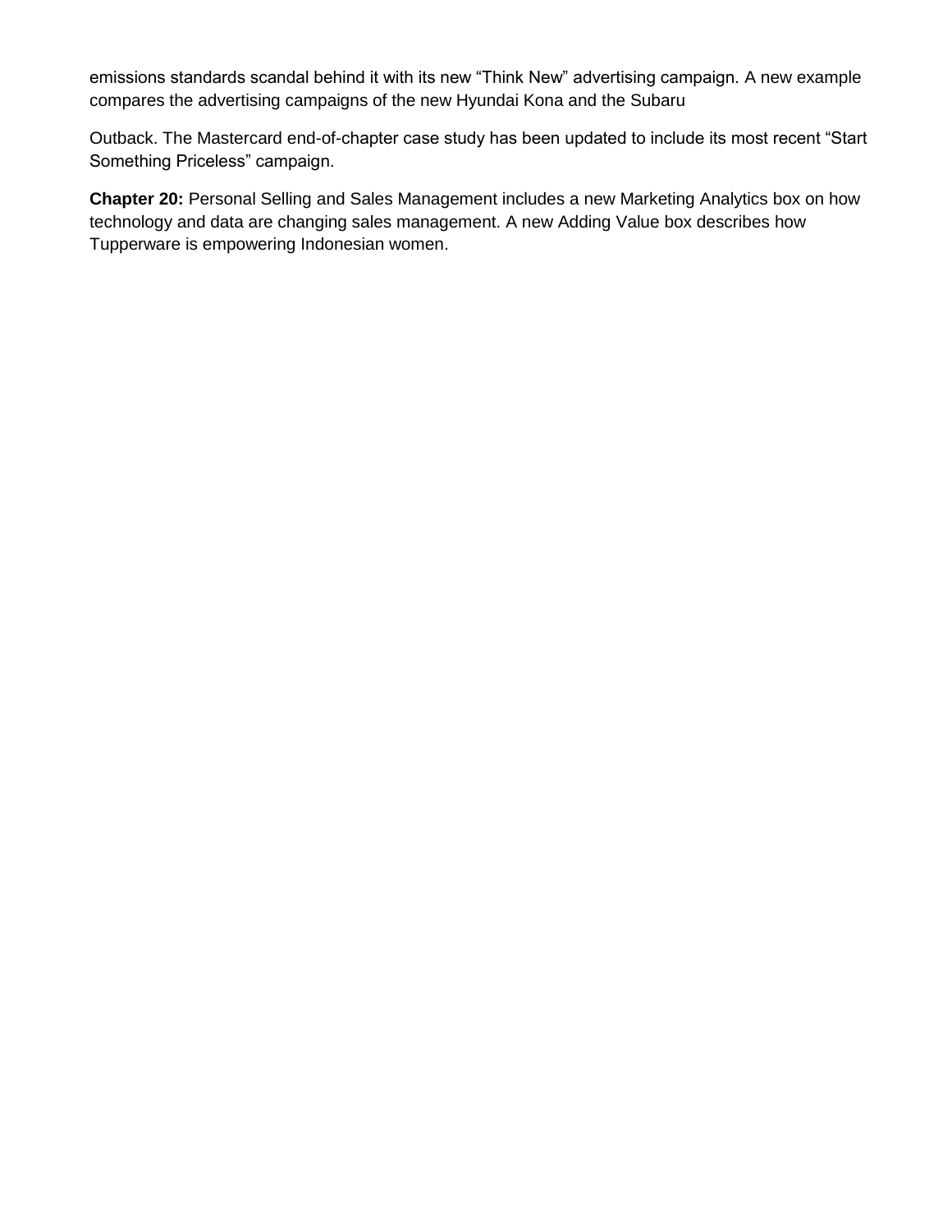emissions standards scandal behind it with its new “Think New” advertising campaign. A new example compares the advertising campaigns of the new Hyundai Kona and the Subaru

Outback. The Mastercard end-of-chapter case study has been updated to include its most recent “Start Something Priceless” campaign.

**Chapter 20:** Personal Selling and Sales Management includes a new Marketing Analytics box on how technology and data are changing sales management. A new Adding Value box describes how Tupperware is empowering Indonesian women.